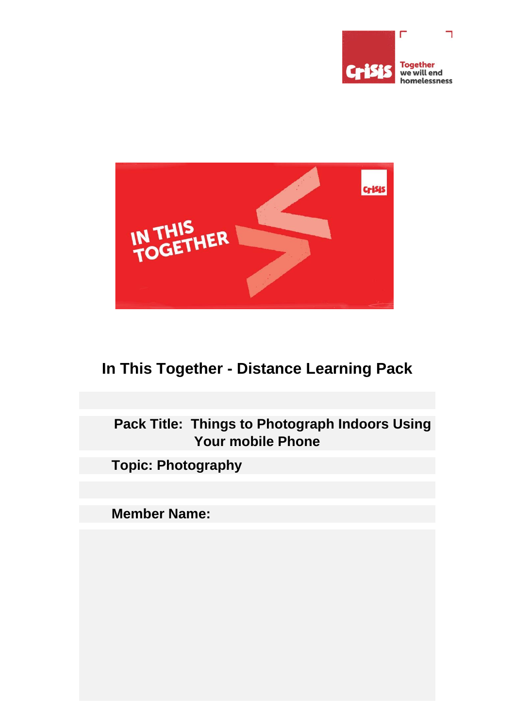# In This Together - Distance Learning Pack

**Pack Title: Things to Photograph Indoors Using Your mobile Phone**

**Topic: Photography**

**Member Name:**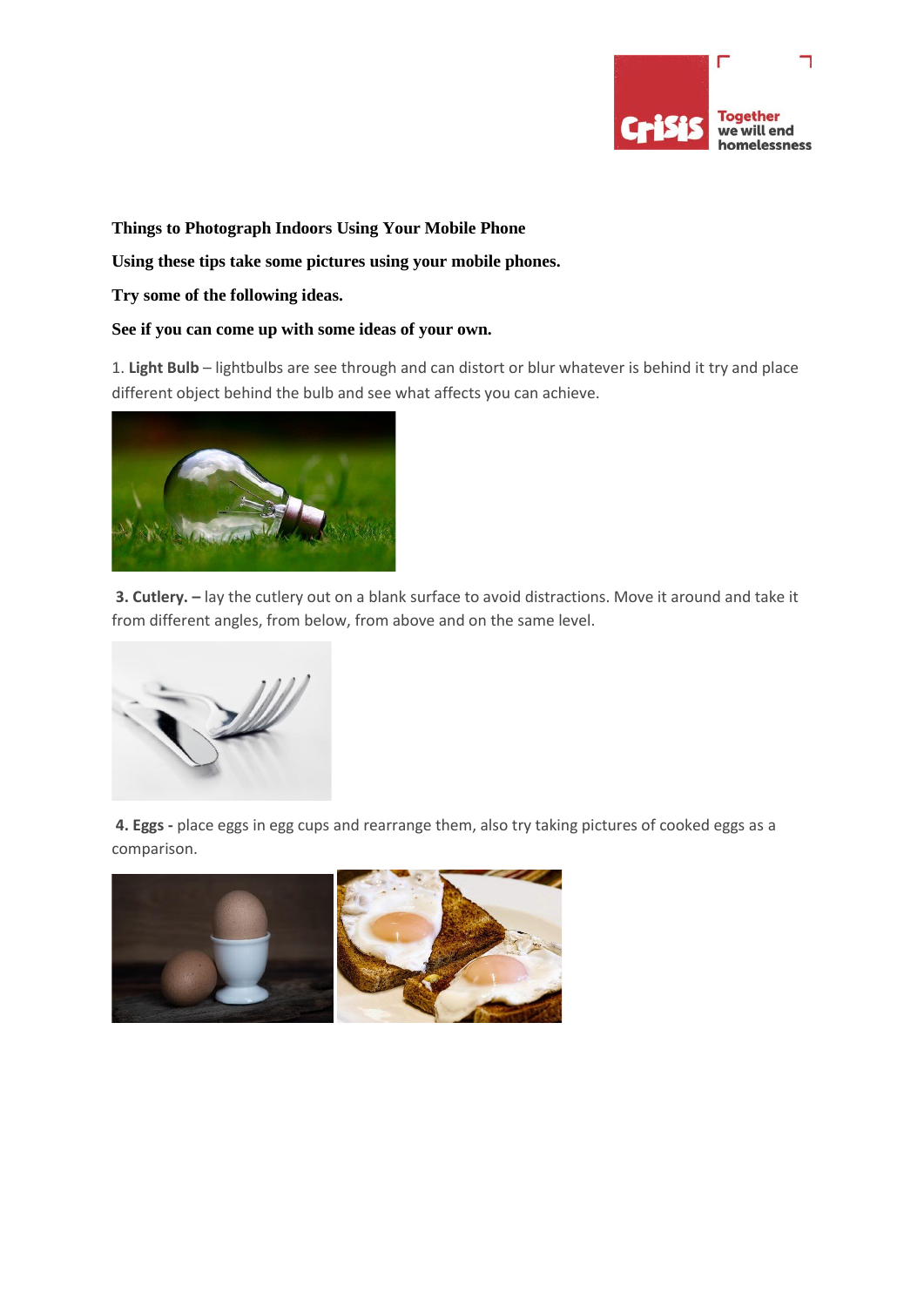**Things to Photograph Indoors Using Your Mobile Phone**

**Using these tips take some pictures using your mobile phones.**

**Try some of the following ideas.**

**See if you can come up with some ideas of your own.**

1. **Light Bulb** – lightbulbs are see through and can distort or blur whatever is behind it try and place different object behind the bulb and see what affects you can achieve.

**3. Cutlery. –** lay the cutlery out on a blank surface to avoid distractions. Move it around and take it from different angles, from below, from above and on the same level.

**4. Eggs -** place eggs in egg cups and rearrange them, also try taking pictures of cooked eggs as a comparison.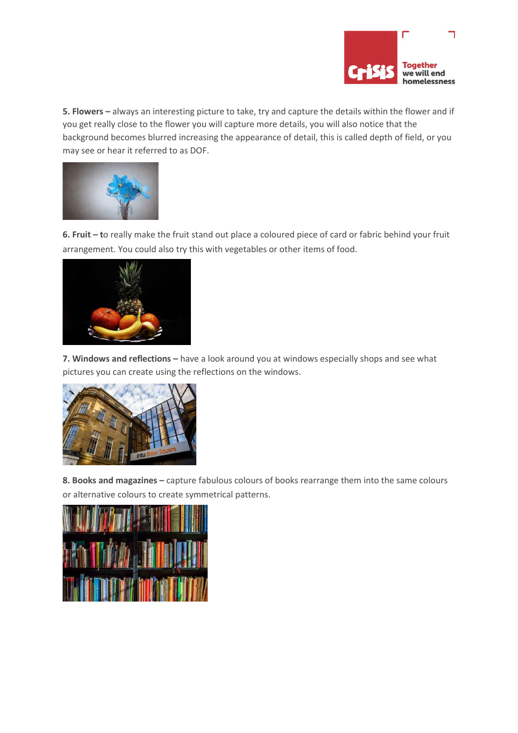**5. Flowers –** always an interesting picture to take, try and capture the details within the flower and if you get really close to the flower you will capture more details, you will also notice that the background becomes blurred increasing the appearance of detail, this is called depth of field, or you may see or hear it referred to as DOF.

**6. Fruit – t**o really make the fruit stand out place a coloured piece of card or fabric behind your fruit arrangement. You could also try this with vegetables or other items of food.

**7. Windows and reflections –** have a look around you at windows especially shops and see what pictures you can create using the reflections on the windows.

**8. Books and magazines –** capture fabulous colours of books rearrange them into the same colours or alternative colours to create symmetrical patterns.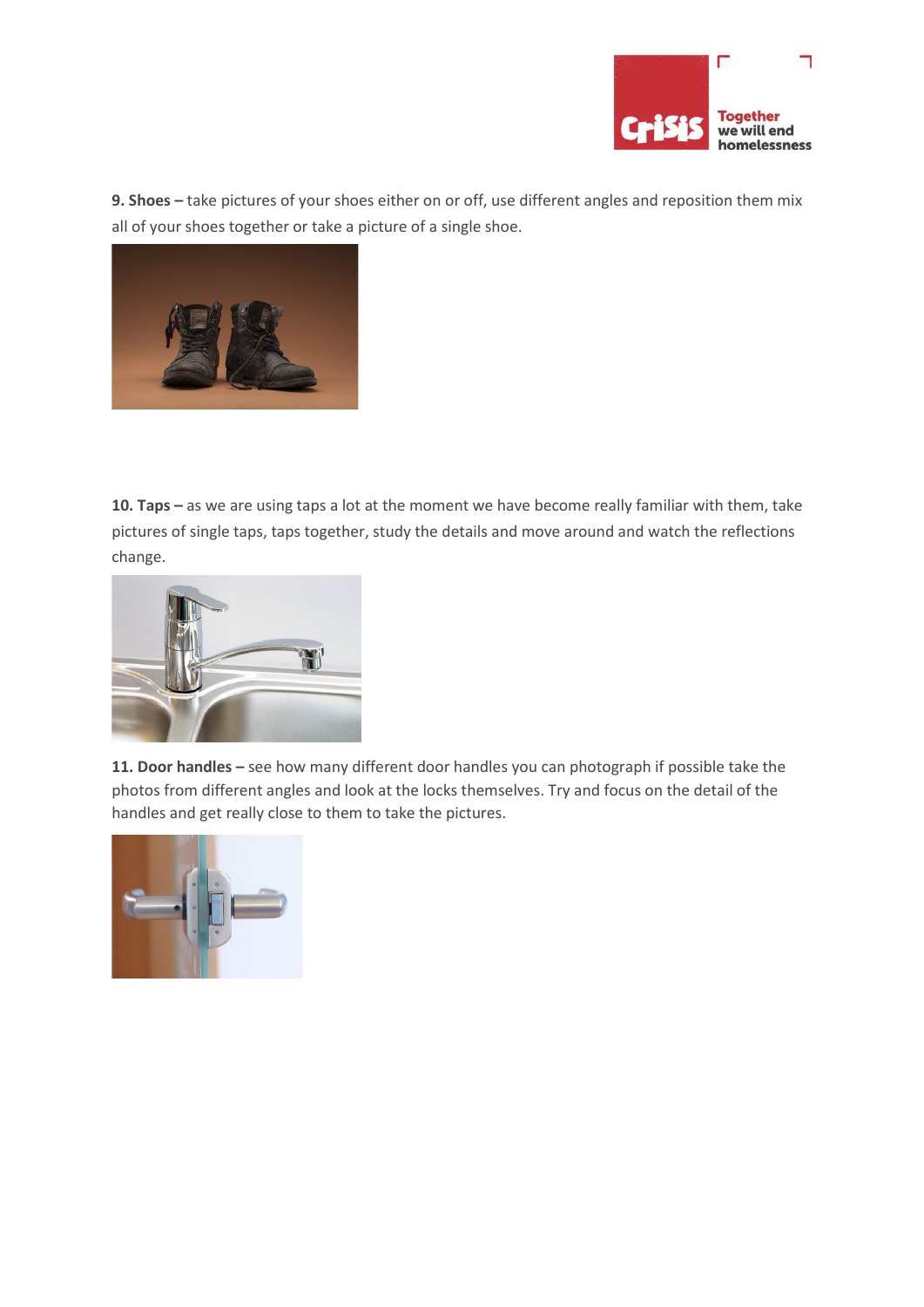**9. Shoes –** take pictures of your shoes either on or off, use different angles and reposition them mix all of your shoes together or take a picture of a single shoe.

**10. Taps –** as we are using taps a lot at the moment we have become really familiar with them, take pictures of single taps, taps together, study the details and move around and watch the reflections change.

**11. Door handles –** see how many different door handles you can photograph if possible take the photos from different angles and look at the locks themselves. Try and focus on the detail of the handles and get really close to them to take the pictures.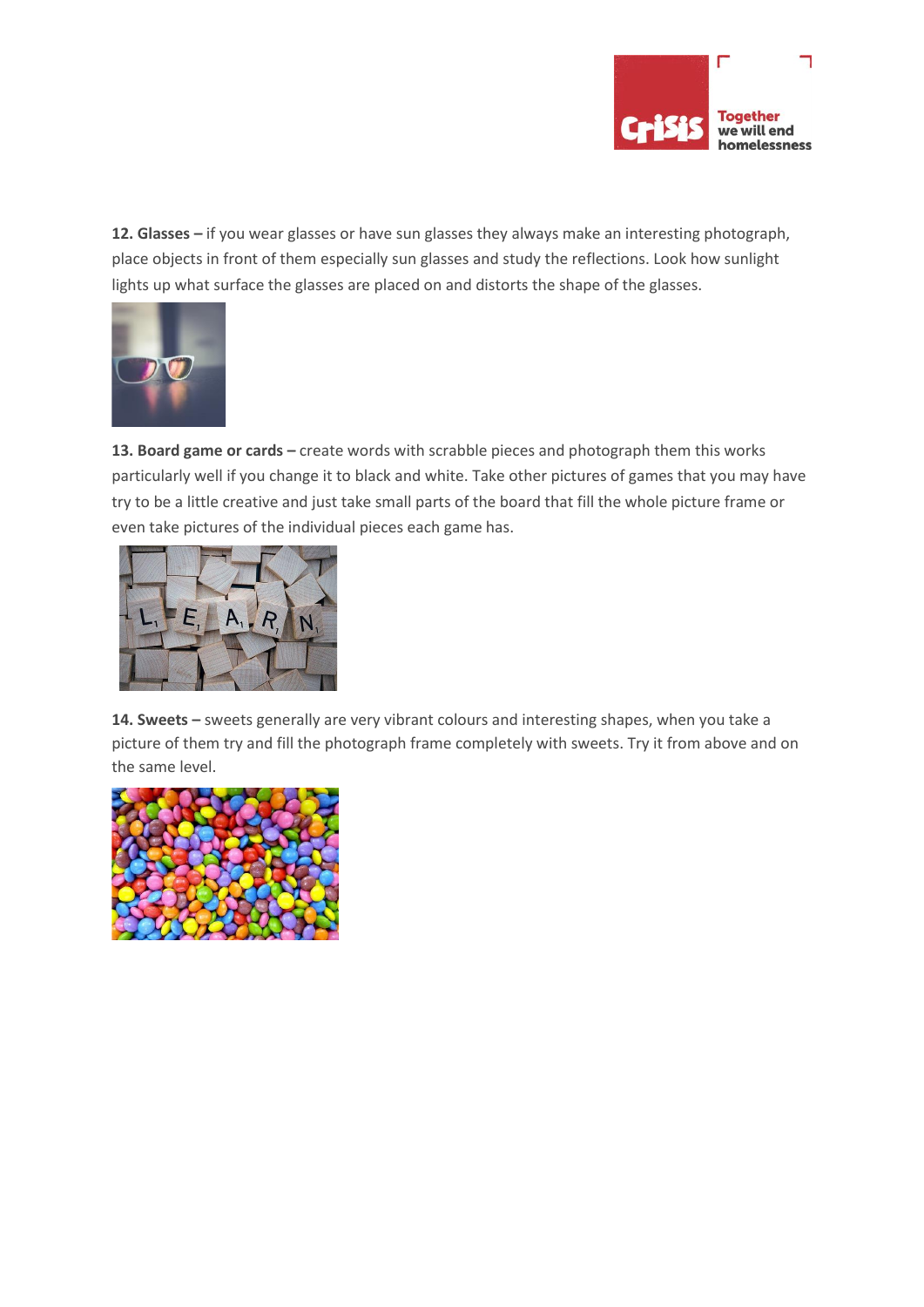**12. Glasses –** if you wear glasses or have sun glasses they always make an interesting photograph, place objects in front of them especially sun glasses and study the reflections. Look how sunlight lights up what surface the glasses are placed on and distorts the shape of the glasses.

**13. Board game or cards –** create words with scrabble pieces and photograph them this works particularly well if you change it to black and white. Take other pictures of games that you may have try to be a little creative and just take small parts of the board that fill the whole picture frame or even take pictures of the individual pieces each game has.

**14. Sweets –** sweets generally are very vibrant colours and interesting shapes, when you take a picture of them try and fill the photograph frame completely with sweets. Try it from above and on the same level.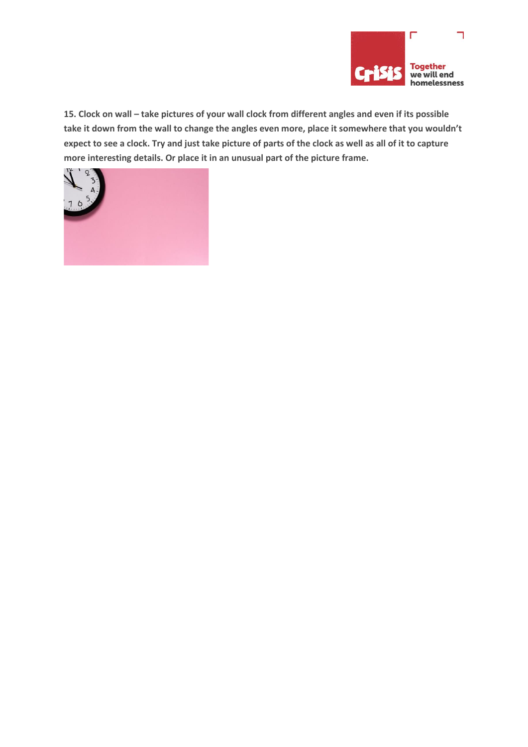**15. Clock on wall – take pictures of your wall clock from different angles and even if its possible take it down from the wall to change the angles even more, place it somewhere that you wouldn't expect to see a clock. Try and just take picture of parts of the clock as well as all of it to capture more interesting details. Or place it in an unusual part of the picture frame.**